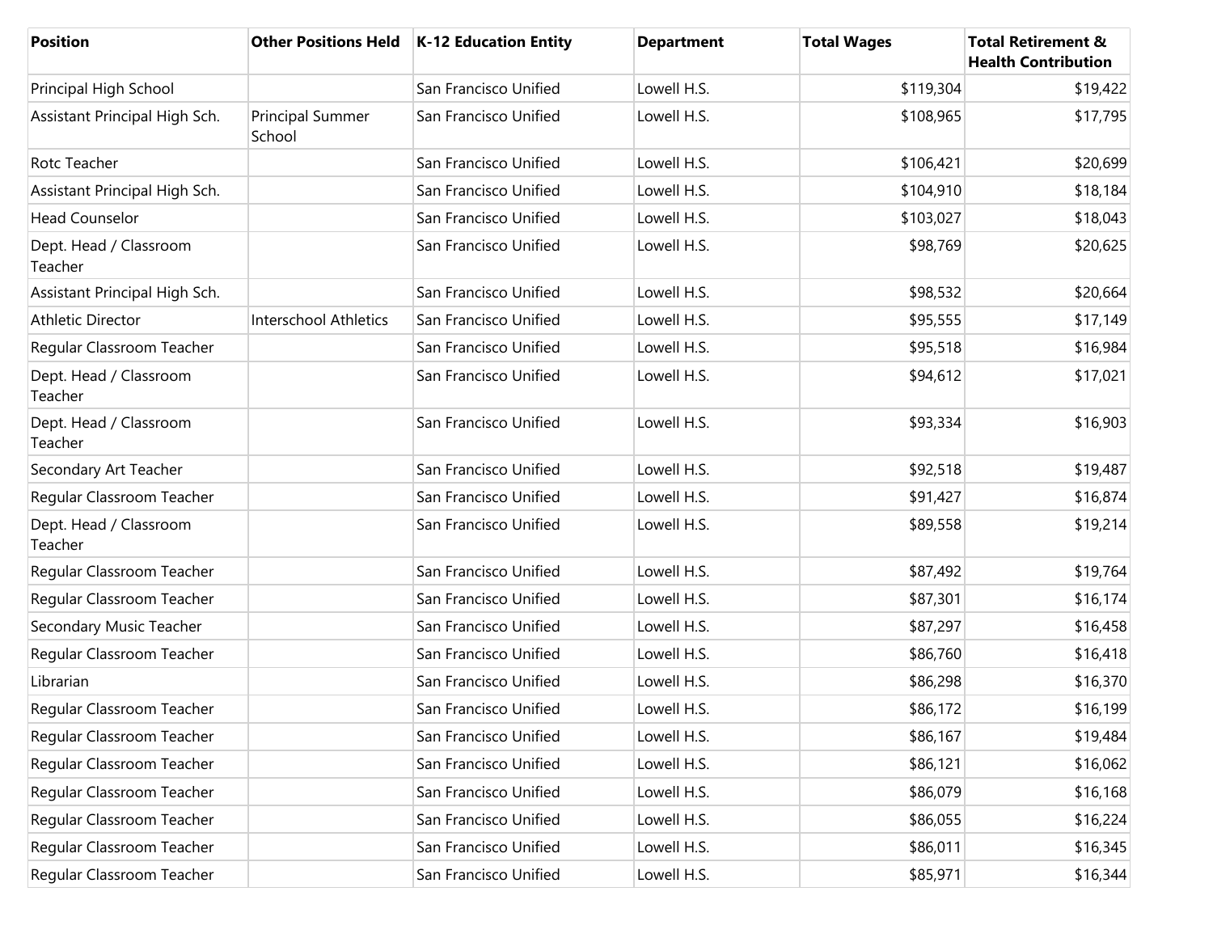| Position | Other Positions Held | K-12 Education Entity | Department | Total Wages | Total Retirement & Health Contribution |
|---|---|---|---|---|---|
| Principal High School | | San Francisco Unified | Lowell H.S. | $119,304 | $19,422 |
| Assistant Principal High Sch. | Principal Summer School | San Francisco Unified | Lowell H.S. | $108,965 | $17,795 |
| Rotc Teacher | | San Francisco Unified | Lowell H.S. | $106,421 | $20,699 |
| Assistant Principal High Sch. | | San Francisco Unified | Lowell H.S. | $104,910 | $18,184 |
| Head Counselor | | San Francisco Unified | Lowell H.S. | $103,027 | $18,043 |
| Dept. Head / Classroom Teacher | | San Francisco Unified | Lowell H.S. | $98,769 | $20,625 |
| Assistant Principal High Sch. | | San Francisco Unified | Lowell H.S. | $98,532 | $20,664 |
| Athletic Director | Interschool Athletics | San Francisco Unified | Lowell H.S. | $95,555 | $17,149 |
| Regular Classroom Teacher | | San Francisco Unified | Lowell H.S. | $95,518 | $16,984 |
| Dept. Head / Classroom Teacher | | San Francisco Unified | Lowell H.S. | $94,612 | $17,021 |
| Dept. Head / Classroom Teacher | | San Francisco Unified | Lowell H.S. | $93,334 | $16,903 |
| Secondary Art Teacher | | San Francisco Unified | Lowell H.S. | $92,518 | $19,487 |
| Regular Classroom Teacher | | San Francisco Unified | Lowell H.S. | $91,427 | $16,874 |
| Dept. Head / Classroom Teacher | | San Francisco Unified | Lowell H.S. | $89,558 | $19,214 |
| Regular Classroom Teacher | | San Francisco Unified | Lowell H.S. | $87,492 | $19,764 |
| Regular Classroom Teacher | | San Francisco Unified | Lowell H.S. | $87,301 | $16,174 |
| Secondary Music Teacher | | San Francisco Unified | Lowell H.S. | $87,297 | $16,458 |
| Regular Classroom Teacher | | San Francisco Unified | Lowell H.S. | $86,760 | $16,418 |
| Librarian | | San Francisco Unified | Lowell H.S. | $86,298 | $16,370 |
| Regular Classroom Teacher | | San Francisco Unified | Lowell H.S. | $86,172 | $16,199 |
| Regular Classroom Teacher | | San Francisco Unified | Lowell H.S. | $86,167 | $19,484 |
| Regular Classroom Teacher | | San Francisco Unified | Lowell H.S. | $86,121 | $16,062 |
| Regular Classroom Teacher | | San Francisco Unified | Lowell H.S. | $86,079 | $16,168 |
| Regular Classroom Teacher | | San Francisco Unified | Lowell H.S. | $86,055 | $16,224 |
| Regular Classroom Teacher | | San Francisco Unified | Lowell H.S. | $86,011 | $16,345 |
| Regular Classroom Teacher | | San Francisco Unified | Lowell H.S. | $85,971 | $16,344 |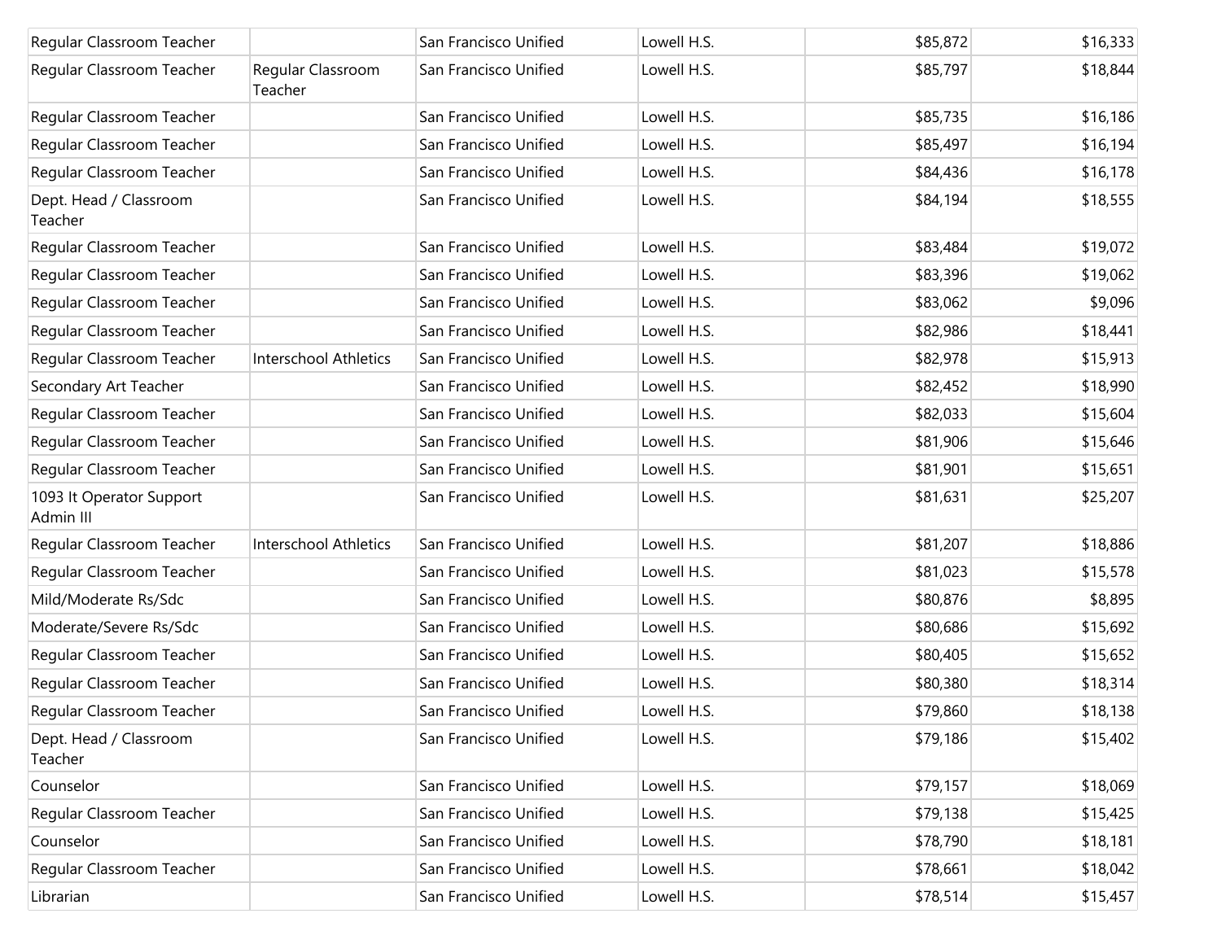| | | | | | |
|---|---|---|---|---|---|
| Regular Classroom Teacher | | San Francisco Unified | Lowell H.S. | $85,872 | $16,333 |
| Regular Classroom Teacher | Regular Classroom Teacher | San Francisco Unified | Lowell H.S. | $85,797 | $18,844 |
| Regular Classroom Teacher | | San Francisco Unified | Lowell H.S. | $85,735 | $16,186 |
| Regular Classroom Teacher | | San Francisco Unified | Lowell H.S. | $85,497 | $16,194 |
| Regular Classroom Teacher | | San Francisco Unified | Lowell H.S. | $84,436 | $16,178 |
| Dept. Head / Classroom Teacher | | San Francisco Unified | Lowell H.S. | $84,194 | $18,555 |
| Regular Classroom Teacher | | San Francisco Unified | Lowell H.S. | $83,484 | $19,072 |
| Regular Classroom Teacher | | San Francisco Unified | Lowell H.S. | $83,396 | $19,062 |
| Regular Classroom Teacher | | San Francisco Unified | Lowell H.S. | $83,062 | $9,096 |
| Regular Classroom Teacher | | San Francisco Unified | Lowell H.S. | $82,986 | $18,441 |
| Regular Classroom Teacher | Interschool Athletics | San Francisco Unified | Lowell H.S. | $82,978 | $15,913 |
| Secondary Art Teacher | | San Francisco Unified | Lowell H.S. | $82,452 | $18,990 |
| Regular Classroom Teacher | | San Francisco Unified | Lowell H.S. | $82,033 | $15,604 |
| Regular Classroom Teacher | | San Francisco Unified | Lowell H.S. | $81,906 | $15,646 |
| Regular Classroom Teacher | | San Francisco Unified | Lowell H.S. | $81,901 | $15,651 |
| 1093 It Operator Support Admin III | | San Francisco Unified | Lowell H.S. | $81,631 | $25,207 |
| Regular Classroom Teacher | Interschool Athletics | San Francisco Unified | Lowell H.S. | $81,207 | $18,886 |
| Regular Classroom Teacher | | San Francisco Unified | Lowell H.S. | $81,023 | $15,578 |
| Mild/Moderate Rs/Sdc | | San Francisco Unified | Lowell H.S. | $80,876 | $8,895 |
| Moderate/Severe Rs/Sdc | | San Francisco Unified | Lowell H.S. | $80,686 | $15,692 |
| Regular Classroom Teacher | | San Francisco Unified | Lowell H.S. | $80,405 | $15,652 |
| Regular Classroom Teacher | | San Francisco Unified | Lowell H.S. | $80,380 | $18,314 |
| Regular Classroom Teacher | | San Francisco Unified | Lowell H.S. | $79,860 | $18,138 |
| Dept. Head / Classroom Teacher | | San Francisco Unified | Lowell H.S. | $79,186 | $15,402 |
| Counselor | | San Francisco Unified | Lowell H.S. | $79,157 | $18,069 |
| Regular Classroom Teacher | | San Francisco Unified | Lowell H.S. | $79,138 | $15,425 |
| Counselor | | San Francisco Unified | Lowell H.S. | $78,790 | $18,181 |
| Regular Classroom Teacher | | San Francisco Unified | Lowell H.S. | $78,661 | $18,042 |
| Librarian | | San Francisco Unified | Lowell H.S. | $78,514 | $15,457 |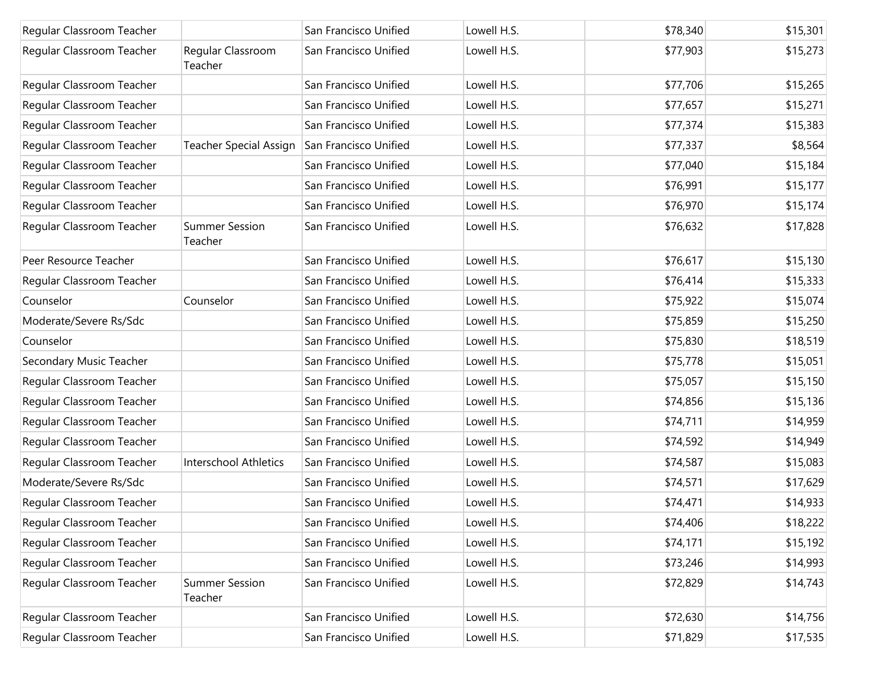| | | | | | |
|---|---|---|---|---|---|
| Regular Classroom Teacher | | San Francisco Unified | Lowell H.S. | $78,340 | $15,301 |
| Regular Classroom Teacher | Regular Classroom Teacher | San Francisco Unified | Lowell H.S. | $77,903 | $15,273 |
| Regular Classroom Teacher | | San Francisco Unified | Lowell H.S. | $77,706 | $15,265 |
| Regular Classroom Teacher | | San Francisco Unified | Lowell H.S. | $77,657 | $15,271 |
| Regular Classroom Teacher | | San Francisco Unified | Lowell H.S. | $77,374 | $15,383 |
| Regular Classroom Teacher | Teacher Special Assign | San Francisco Unified | Lowell H.S. | $77,337 | $8,564 |
| Regular Classroom Teacher | | San Francisco Unified | Lowell H.S. | $77,040 | $15,184 |
| Regular Classroom Teacher | | San Francisco Unified | Lowell H.S. | $76,991 | $15,177 |
| Regular Classroom Teacher | | San Francisco Unified | Lowell H.S. | $76,970 | $15,174 |
| Regular Classroom Teacher | Summer Session Teacher | San Francisco Unified | Lowell H.S. | $76,632 | $17,828 |
| Peer Resource Teacher | | San Francisco Unified | Lowell H.S. | $76,617 | $15,130 |
| Regular Classroom Teacher | | San Francisco Unified | Lowell H.S. | $76,414 | $15,333 |
| Counselor | Counselor | San Francisco Unified | Lowell H.S. | $75,922 | $15,074 |
| Moderate/Severe Rs/Sdc | | San Francisco Unified | Lowell H.S. | $75,859 | $15,250 |
| Counselor | | San Francisco Unified | Lowell H.S. | $75,830 | $18,519 |
| Secondary Music Teacher | | San Francisco Unified | Lowell H.S. | $75,778 | $15,051 |
| Regular Classroom Teacher | | San Francisco Unified | Lowell H.S. | $75,057 | $15,150 |
| Regular Classroom Teacher | | San Francisco Unified | Lowell H.S. | $74,856 | $15,136 |
| Regular Classroom Teacher | | San Francisco Unified | Lowell H.S. | $74,711 | $14,959 |
| Regular Classroom Teacher | | San Francisco Unified | Lowell H.S. | $74,592 | $14,949 |
| Regular Classroom Teacher | Interschool Athletics | San Francisco Unified | Lowell H.S. | $74,587 | $15,083 |
| Moderate/Severe Rs/Sdc | | San Francisco Unified | Lowell H.S. | $74,571 | $17,629 |
| Regular Classroom Teacher | | San Francisco Unified | Lowell H.S. | $74,471 | $14,933 |
| Regular Classroom Teacher | | San Francisco Unified | Lowell H.S. | $74,406 | $18,222 |
| Regular Classroom Teacher | | San Francisco Unified | Lowell H.S. | $74,171 | $15,192 |
| Regular Classroom Teacher | | San Francisco Unified | Lowell H.S. | $73,246 | $14,993 |
| Regular Classroom Teacher | Summer Session Teacher | San Francisco Unified | Lowell H.S. | $72,829 | $14,743 |
| Regular Classroom Teacher | | San Francisco Unified | Lowell H.S. | $72,630 | $14,756 |
| Regular Classroom Teacher | | San Francisco Unified | Lowell H.S. | $71,829 | $17,535 |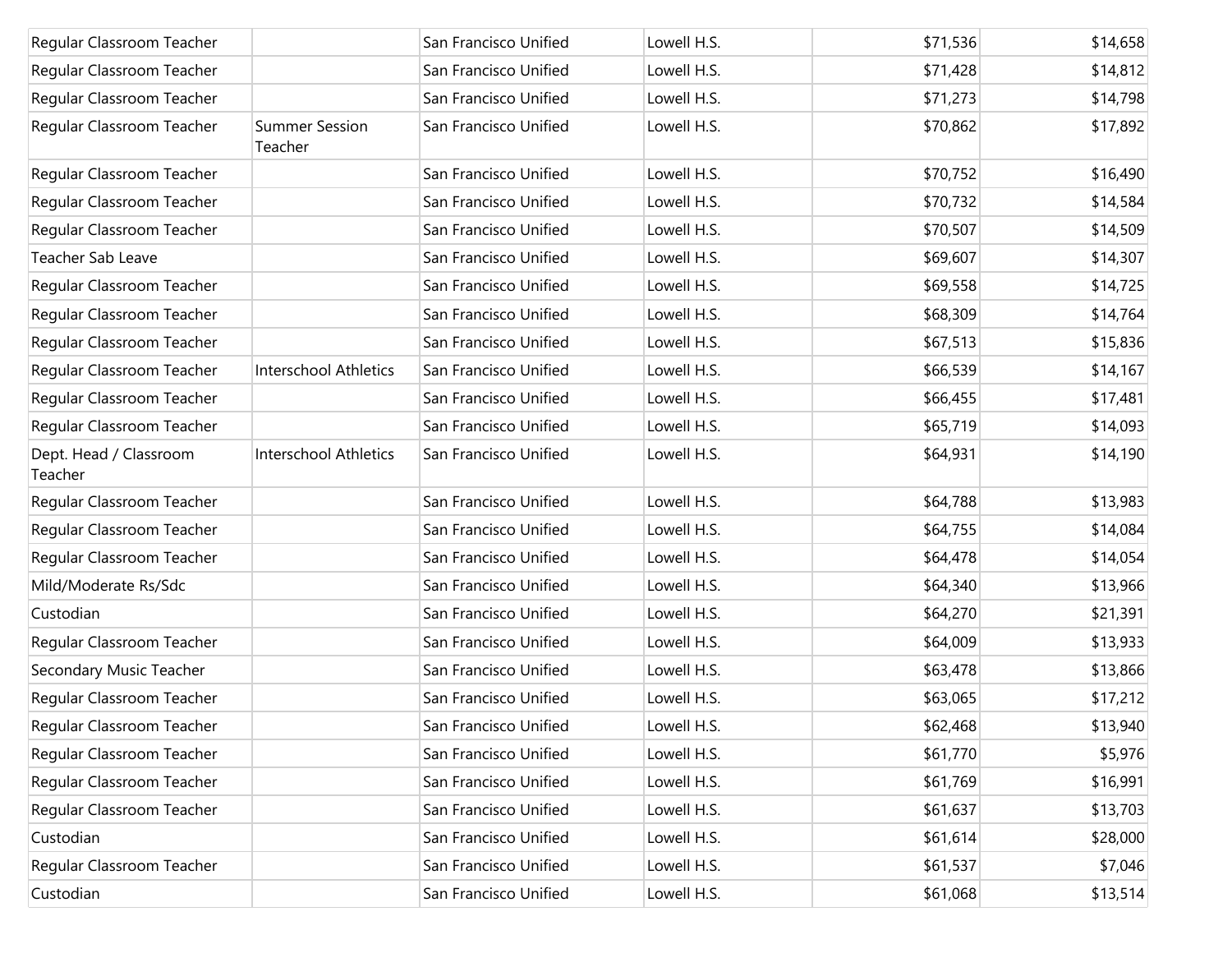| | | | | | |
|---|---|---|---|---|---|
| Regular Classroom Teacher | | San Francisco Unified | Lowell H.S. | $71,536 | $14,658 |
| Regular Classroom Teacher | | San Francisco Unified | Lowell H.S. | $71,428 | $14,812 |
| Regular Classroom Teacher | | San Francisco Unified | Lowell H.S. | $71,273 | $14,798 |
| Regular Classroom Teacher | Summer Session Teacher | San Francisco Unified | Lowell H.S. | $70,862 | $17,892 |
| Regular Classroom Teacher | | San Francisco Unified | Lowell H.S. | $70,752 | $16,490 |
| Regular Classroom Teacher | | San Francisco Unified | Lowell H.S. | $70,732 | $14,584 |
| Regular Classroom Teacher | | San Francisco Unified | Lowell H.S. | $70,507 | $14,509 |
| Teacher Sab Leave | | San Francisco Unified | Lowell H.S. | $69,607 | $14,307 |
| Regular Classroom Teacher | | San Francisco Unified | Lowell H.S. | $69,558 | $14,725 |
| Regular Classroom Teacher | | San Francisco Unified | Lowell H.S. | $68,309 | $14,764 |
| Regular Classroom Teacher | | San Francisco Unified | Lowell H.S. | $67,513 | $15,836 |
| Regular Classroom Teacher | Interschool Athletics | San Francisco Unified | Lowell H.S. | $66,539 | $14,167 |
| Regular Classroom Teacher | | San Francisco Unified | Lowell H.S. | $66,455 | $17,481 |
| Regular Classroom Teacher | | San Francisco Unified | Lowell H.S. | $65,719 | $14,093 |
| Dept. Head / Classroom Teacher | Interschool Athletics | San Francisco Unified | Lowell H.S. | $64,931 | $14,190 |
| Regular Classroom Teacher | | San Francisco Unified | Lowell H.S. | $64,788 | $13,983 |
| Regular Classroom Teacher | | San Francisco Unified | Lowell H.S. | $64,755 | $14,084 |
| Regular Classroom Teacher | | San Francisco Unified | Lowell H.S. | $64,478 | $14,054 |
| Mild/Moderate Rs/Sdc | | San Francisco Unified | Lowell H.S. | $64,340 | $13,966 |
| Custodian | | San Francisco Unified | Lowell H.S. | $64,270 | $21,391 |
| Regular Classroom Teacher | | San Francisco Unified | Lowell H.S. | $64,009 | $13,933 |
| Secondary Music Teacher | | San Francisco Unified | Lowell H.S. | $63,478 | $13,866 |
| Regular Classroom Teacher | | San Francisco Unified | Lowell H.S. | $63,065 | $17,212 |
| Regular Classroom Teacher | | San Francisco Unified | Lowell H.S. | $62,468 | $13,940 |
| Regular Classroom Teacher | | San Francisco Unified | Lowell H.S. | $61,770 | $5,976 |
| Regular Classroom Teacher | | San Francisco Unified | Lowell H.S. | $61,769 | $16,991 |
| Regular Classroom Teacher | | San Francisco Unified | Lowell H.S. | $61,637 | $13,703 |
| Custodian | | San Francisco Unified | Lowell H.S. | $61,614 | $28,000 |
| Regular Classroom Teacher | | San Francisco Unified | Lowell H.S. | $61,537 | $7,046 |
| Custodian | | San Francisco Unified | Lowell H.S. | $61,068 | $13,514 |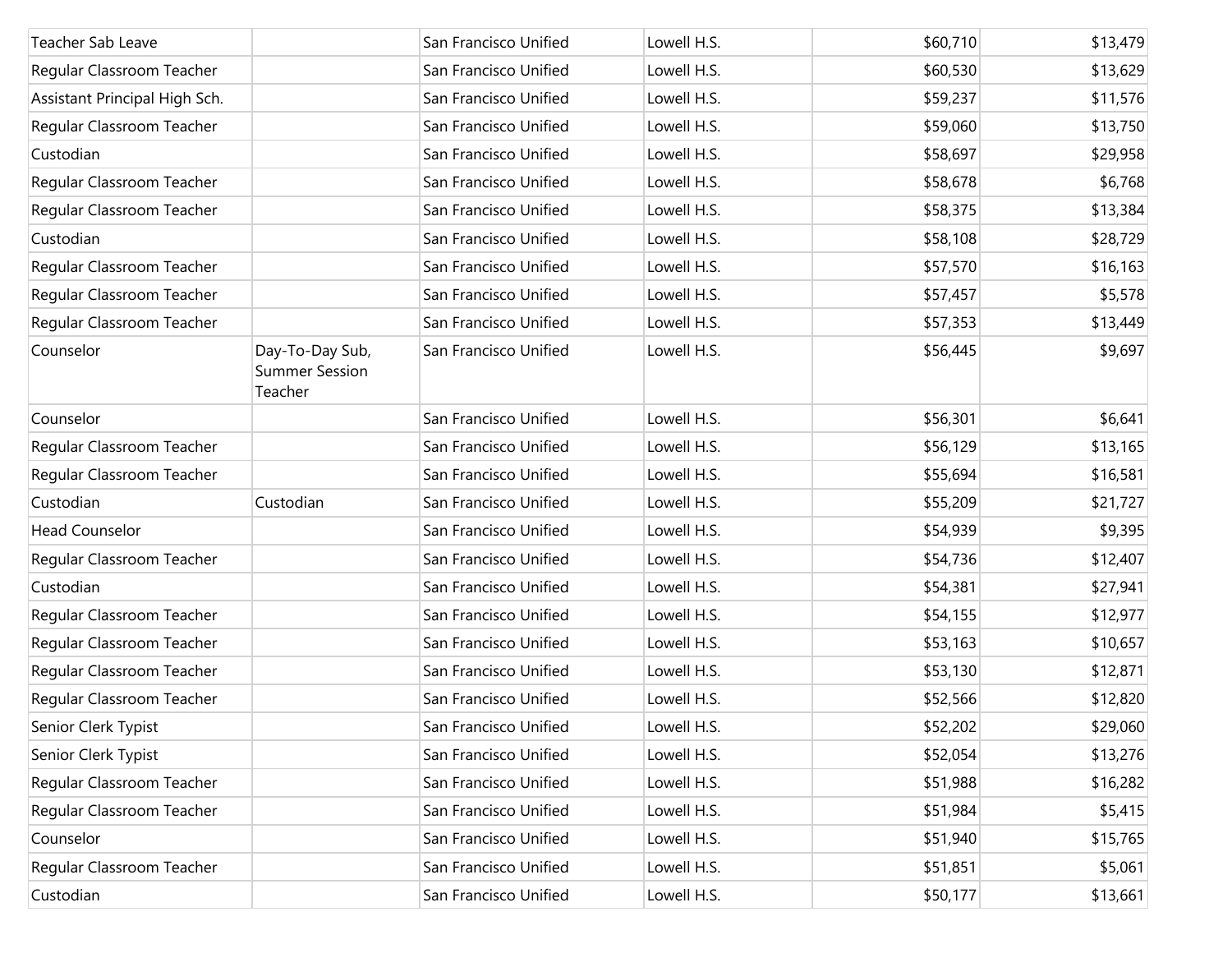| | | | | | |
|---|---|---|---|---|---|
| Teacher Sab Leave | | San Francisco Unified | Lowell H.S. | $60,710 | $13,479 |
| Regular Classroom Teacher | | San Francisco Unified | Lowell H.S. | $60,530 | $13,629 |
| Assistant Principal High Sch. | | San Francisco Unified | Lowell H.S. | $59,237 | $11,576 |
| Regular Classroom Teacher | | San Francisco Unified | Lowell H.S. | $59,060 | $13,750 |
| Custodian | | San Francisco Unified | Lowell H.S. | $58,697 | $29,958 |
| Regular Classroom Teacher | | San Francisco Unified | Lowell H.S. | $58,678 | $6,768 |
| Regular Classroom Teacher | | San Francisco Unified | Lowell H.S. | $58,375 | $13,384 |
| Custodian | | San Francisco Unified | Lowell H.S. | $58,108 | $28,729 |
| Regular Classroom Teacher | | San Francisco Unified | Lowell H.S. | $57,570 | $16,163 |
| Regular Classroom Teacher | | San Francisco Unified | Lowell H.S. | $57,457 | $5,578 |
| Regular Classroom Teacher | | San Francisco Unified | Lowell H.S. | $57,353 | $13,449 |
| Counselor | Day-To-Day Sub, Summer Session Teacher | San Francisco Unified | Lowell H.S. | $56,445 | $9,697 |
| Counselor | | San Francisco Unified | Lowell H.S. | $56,301 | $6,641 |
| Regular Classroom Teacher | | San Francisco Unified | Lowell H.S. | $56,129 | $13,165 |
| Regular Classroom Teacher | | San Francisco Unified | Lowell H.S. | $55,694 | $16,581 |
| Custodian | Custodian | San Francisco Unified | Lowell H.S. | $55,209 | $21,727 |
| Head Counselor | | San Francisco Unified | Lowell H.S. | $54,939 | $9,395 |
| Regular Classroom Teacher | | San Francisco Unified | Lowell H.S. | $54,736 | $12,407 |
| Custodian | | San Francisco Unified | Lowell H.S. | $54,381 | $27,941 |
| Regular Classroom Teacher | | San Francisco Unified | Lowell H.S. | $54,155 | $12,977 |
| Regular Classroom Teacher | | San Francisco Unified | Lowell H.S. | $53,163 | $10,657 |
| Regular Classroom Teacher | | San Francisco Unified | Lowell H.S. | $53,130 | $12,871 |
| Regular Classroom Teacher | | San Francisco Unified | Lowell H.S. | $52,566 | $12,820 |
| Senior Clerk Typist | | San Francisco Unified | Lowell H.S. | $52,202 | $29,060 |
| Senior Clerk Typist | | San Francisco Unified | Lowell H.S. | $52,054 | $13,276 |
| Regular Classroom Teacher | | San Francisco Unified | Lowell H.S. | $51,988 | $16,282 |
| Regular Classroom Teacher | | San Francisco Unified | Lowell H.S. | $51,984 | $5,415 |
| Counselor | | San Francisco Unified | Lowell H.S. | $51,940 | $15,765 |
| Regular Classroom Teacher | | San Francisco Unified | Lowell H.S. | $51,851 | $5,061 |
| Custodian | | San Francisco Unified | Lowell H.S. | $50,177 | $13,661 |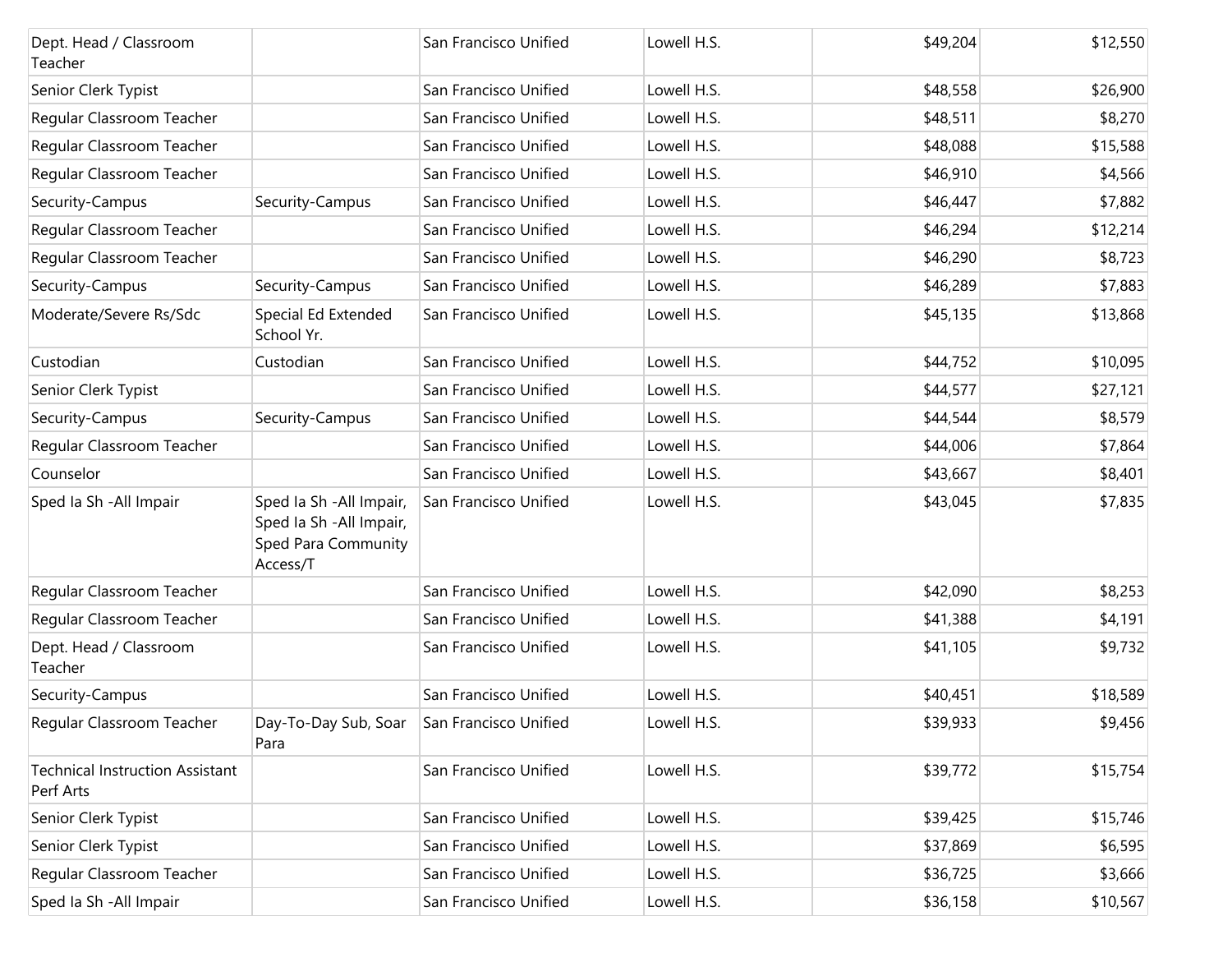| | | | | | |
|---|---|---|---|---|---|
| Dept. Head / Classroom Teacher | | San Francisco Unified | Lowell H.S. | $49,204 | $12,550 |
| Senior Clerk Typist | | San Francisco Unified | Lowell H.S. | $48,558 | $26,900 |
| Regular Classroom Teacher | | San Francisco Unified | Lowell H.S. | $48,511 | $8,270 |
| Regular Classroom Teacher | | San Francisco Unified | Lowell H.S. | $48,088 | $15,588 |
| Regular Classroom Teacher | | San Francisco Unified | Lowell H.S. | $46,910 | $4,566 |
| Security-Campus | Security-Campus | San Francisco Unified | Lowell H.S. | $46,447 | $7,882 |
| Regular Classroom Teacher | | San Francisco Unified | Lowell H.S. | $46,294 | $12,214 |
| Regular Classroom Teacher | | San Francisco Unified | Lowell H.S. | $46,290 | $8,723 |
| Security-Campus | Security-Campus | San Francisco Unified | Lowell H.S. | $46,289 | $7,883 |
| Moderate/Severe Rs/Sdc | Special Ed Extended School Yr. | San Francisco Unified | Lowell H.S. | $45,135 | $13,868 |
| Custodian | Custodian | San Francisco Unified | Lowell H.S. | $44,752 | $10,095 |
| Senior Clerk Typist | | San Francisco Unified | Lowell H.S. | $44,577 | $27,121 |
| Security-Campus | Security-Campus | San Francisco Unified | Lowell H.S. | $44,544 | $8,579 |
| Regular Classroom Teacher | | San Francisco Unified | Lowell H.S. | $44,006 | $7,864 |
| Counselor | | San Francisco Unified | Lowell H.S. | $43,667 | $8,401 |
| Sped Ia Sh -All Impair | Sped Ia Sh -All Impair, Sped Ia Sh -All Impair, Sped Para Community Access/T | San Francisco Unified | Lowell H.S. | $43,045 | $7,835 |
| Regular Classroom Teacher | | San Francisco Unified | Lowell H.S. | $42,090 | $8,253 |
| Regular Classroom Teacher | | San Francisco Unified | Lowell H.S. | $41,388 | $4,191 |
| Dept. Head / Classroom Teacher | | San Francisco Unified | Lowell H.S. | $41,105 | $9,732 |
| Security-Campus | | San Francisco Unified | Lowell H.S. | $40,451 | $18,589 |
| Regular Classroom Teacher | Day-To-Day Sub, Soar Para | San Francisco Unified | Lowell H.S. | $39,933 | $9,456 |
| Technical Instruction Assistant Perf Arts | | San Francisco Unified | Lowell H.S. | $39,772 | $15,754 |
| Senior Clerk Typist | | San Francisco Unified | Lowell H.S. | $39,425 | $15,746 |
| Senior Clerk Typist | | San Francisco Unified | Lowell H.S. | $37,869 | $6,595 |
| Regular Classroom Teacher | | San Francisco Unified | Lowell H.S. | $36,725 | $3,666 |
| Sped Ia Sh -All Impair | | San Francisco Unified | Lowell H.S. | $36,158 | $10,567 |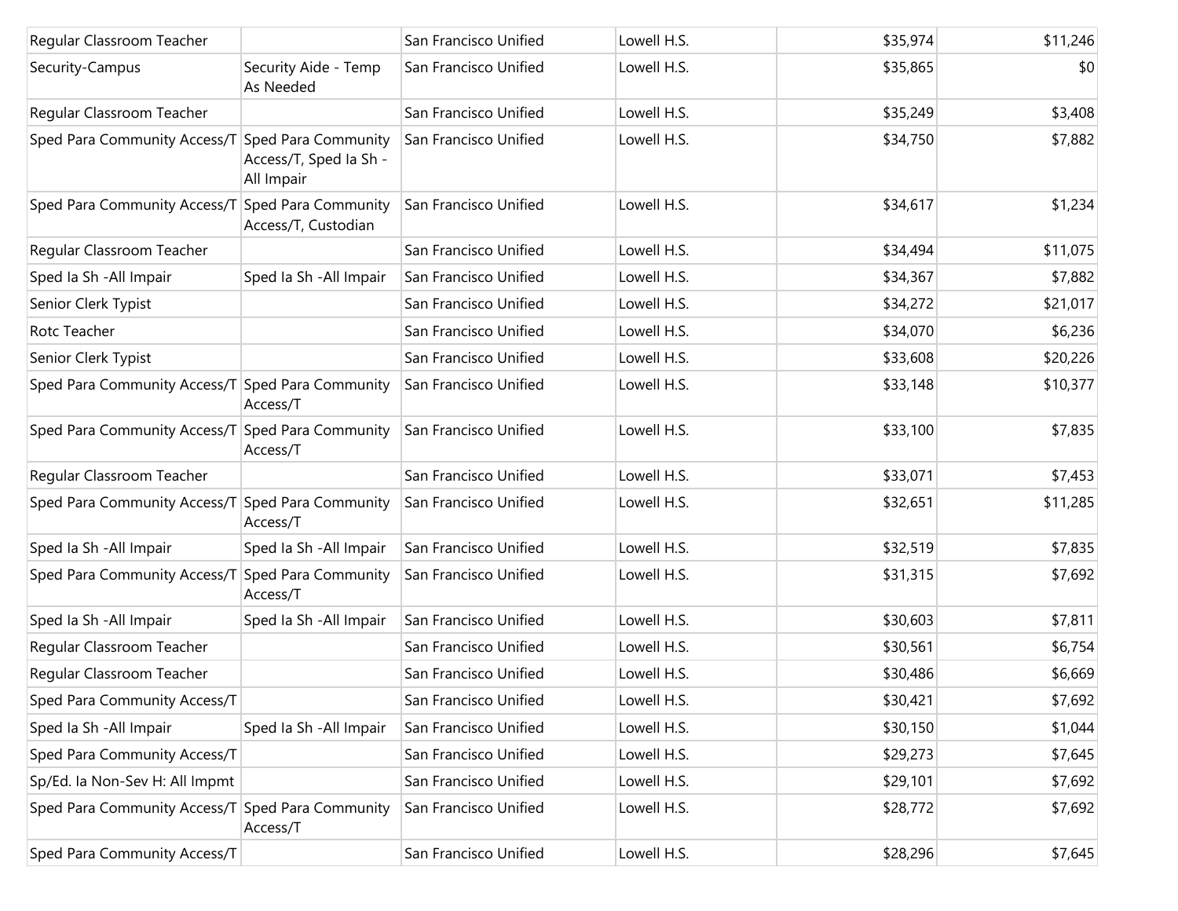| | | | | | |
|---|---|---|---|---|---|
| Regular Classroom Teacher | | San Francisco Unified | Lowell H.S. | $35,974 | $11,246 |
| Security-Campus | Security Aide - Temp As Needed | San Francisco Unified | Lowell H.S. | $35,865 | $0 |
| Regular Classroom Teacher | | San Francisco Unified | Lowell H.S. | $35,249 | $3,408 |
| Sped Para Community Access/T | Sped Para Community Access/T, Sped Ia Sh - All Impair | San Francisco Unified | Lowell H.S. | $34,750 | $7,882 |
| Sped Para Community Access/T | Sped Para Community Access/T, Custodian | San Francisco Unified | Lowell H.S. | $34,617 | $1,234 |
| Regular Classroom Teacher | | San Francisco Unified | Lowell H.S. | $34,494 | $11,075 |
| Sped Ia Sh -All Impair | Sped Ia Sh -All Impair | San Francisco Unified | Lowell H.S. | $34,367 | $7,882 |
| Senior Clerk Typist | | San Francisco Unified | Lowell H.S. | $34,272 | $21,017 |
| Rotc Teacher | | San Francisco Unified | Lowell H.S. | $34,070 | $6,236 |
| Senior Clerk Typist | | San Francisco Unified | Lowell H.S. | $33,608 | $20,226 |
| Sped Para Community Access/T | Sped Para Community Access/T | San Francisco Unified | Lowell H.S. | $33,148 | $10,377 |
| Sped Para Community Access/T | Sped Para Community Access/T | San Francisco Unified | Lowell H.S. | $33,100 | $7,835 |
| Regular Classroom Teacher | | San Francisco Unified | Lowell H.S. | $33,071 | $7,453 |
| Sped Para Community Access/T | Sped Para Community Access/T | San Francisco Unified | Lowell H.S. | $32,651 | $11,285 |
| Sped Ia Sh -All Impair | Sped Ia Sh -All Impair | San Francisco Unified | Lowell H.S. | $32,519 | $7,835 |
| Sped Para Community Access/T | Sped Para Community Access/T | San Francisco Unified | Lowell H.S. | $31,315 | $7,692 |
| Sped Ia Sh -All Impair | Sped Ia Sh -All Impair | San Francisco Unified | Lowell H.S. | $30,603 | $7,811 |
| Regular Classroom Teacher | | San Francisco Unified | Lowell H.S. | $30,561 | $6,754 |
| Regular Classroom Teacher | | San Francisco Unified | Lowell H.S. | $30,486 | $6,669 |
| Sped Para Community Access/T | | San Francisco Unified | Lowell H.S. | $30,421 | $7,692 |
| Sped Ia Sh -All Impair | Sped Ia Sh -All Impair | San Francisco Unified | Lowell H.S. | $30,150 | $1,044 |
| Sped Para Community Access/T | | San Francisco Unified | Lowell H.S. | $29,273 | $7,645 |
| Sp/Ed. Ia Non-Sev H: All Impmt | | San Francisco Unified | Lowell H.S. | $29,101 | $7,692 |
| Sped Para Community Access/T | Sped Para Community Access/T | San Francisco Unified | Lowell H.S. | $28,772 | $7,692 |
| Sped Para Community Access/T | | San Francisco Unified | Lowell H.S. | $28,296 | $7,645 |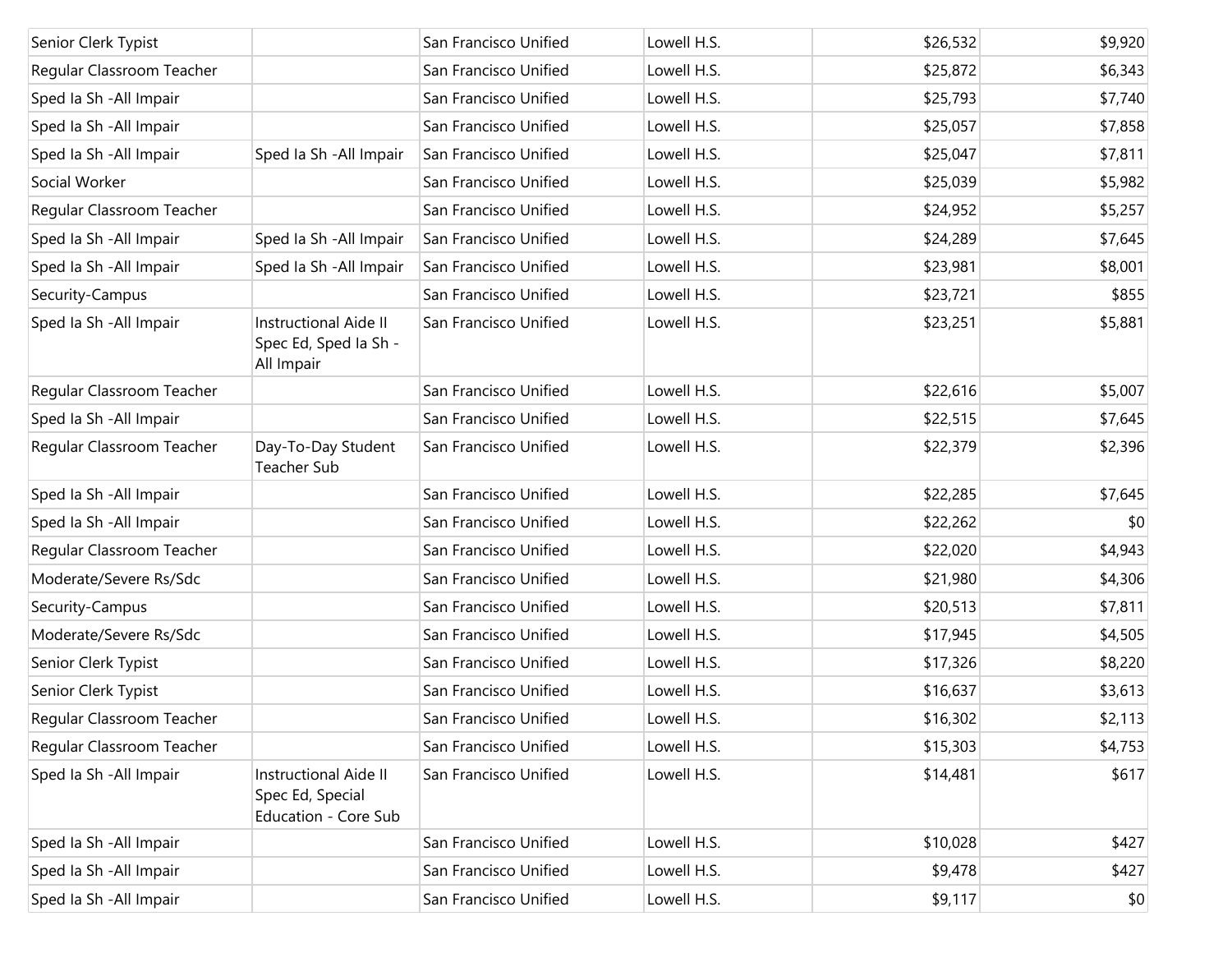| | | | | | |
|---|---|---|---|---|---|
| Senior Clerk Typist | | San Francisco Unified | Lowell H.S. | $26,532 | $9,920 |
| Regular Classroom Teacher | | San Francisco Unified | Lowell H.S. | $25,872 | $6,343 |
| Sped Ia Sh -All Impair | | San Francisco Unified | Lowell H.S. | $25,793 | $7,740 |
| Sped Ia Sh -All Impair | | San Francisco Unified | Lowell H.S. | $25,057 | $7,858 |
| Sped Ia Sh -All Impair | Sped Ia Sh -All Impair | San Francisco Unified | Lowell H.S. | $25,047 | $7,811 |
| Social Worker | | San Francisco Unified | Lowell H.S. | $25,039 | $5,982 |
| Regular Classroom Teacher | | San Francisco Unified | Lowell H.S. | $24,952 | $5,257 |
| Sped Ia Sh -All Impair | Sped Ia Sh -All Impair | San Francisco Unified | Lowell H.S. | $24,289 | $7,645 |
| Sped Ia Sh -All Impair | Sped Ia Sh -All Impair | San Francisco Unified | Lowell H.S. | $23,981 | $8,001 |
| Security-Campus | | San Francisco Unified | Lowell H.S. | $23,721 | $855 |
| Sped Ia Sh -All Impair | Instructional Aide II Spec Ed, Sped Ia Sh - All Impair | San Francisco Unified | Lowell H.S. | $23,251 | $5,881 |
| Regular Classroom Teacher | | San Francisco Unified | Lowell H.S. | $22,616 | $5,007 |
| Sped Ia Sh -All Impair | | San Francisco Unified | Lowell H.S. | $22,515 | $7,645 |
| Regular Classroom Teacher | Day-To-Day Student Teacher Sub | San Francisco Unified | Lowell H.S. | $22,379 | $2,396 |
| Sped Ia Sh -All Impair | | San Francisco Unified | Lowell H.S. | $22,285 | $7,645 |
| Sped Ia Sh -All Impair | | San Francisco Unified | Lowell H.S. | $22,262 | $0 |
| Regular Classroom Teacher | | San Francisco Unified | Lowell H.S. | $22,020 | $4,943 |
| Moderate/Severe Rs/Sdc | | San Francisco Unified | Lowell H.S. | $21,980 | $4,306 |
| Security-Campus | | San Francisco Unified | Lowell H.S. | $20,513 | $7,811 |
| Moderate/Severe Rs/Sdc | | San Francisco Unified | Lowell H.S. | $17,945 | $4,505 |
| Senior Clerk Typist | | San Francisco Unified | Lowell H.S. | $17,326 | $8,220 |
| Senior Clerk Typist | | San Francisco Unified | Lowell H.S. | $16,637 | $3,613 |
| Regular Classroom Teacher | | San Francisco Unified | Lowell H.S. | $16,302 | $2,113 |
| Regular Classroom Teacher | | San Francisco Unified | Lowell H.S. | $15,303 | $4,753 |
| Sped Ia Sh -All Impair | Instructional Aide II Spec Ed, Special Education - Core Sub | San Francisco Unified | Lowell H.S. | $14,481 | $617 |
| Sped Ia Sh -All Impair | | San Francisco Unified | Lowell H.S. | $10,028 | $427 |
| Sped Ia Sh -All Impair | | San Francisco Unified | Lowell H.S. | $9,478 | $427 |
| Sped Ia Sh -All Impair | | San Francisco Unified | Lowell H.S. | $9,117 | $0 |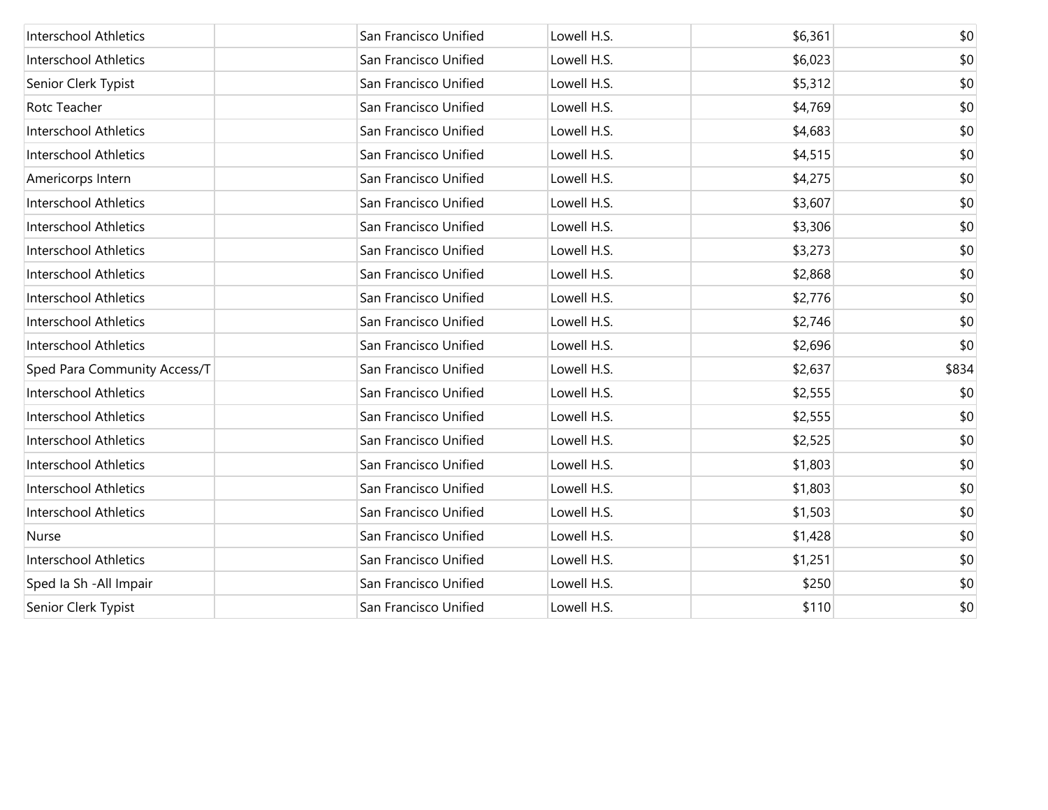| | | | | | |
|---|---|---|---|---|---|
| Interschool Athletics | | San Francisco Unified | Lowell H.S. | $6,361 | $0 |
| Interschool Athletics | | San Francisco Unified | Lowell H.S. | $6,023 | $0 |
| Senior Clerk Typist | | San Francisco Unified | Lowell H.S. | $5,312 | $0 |
| Rotc Teacher | | San Francisco Unified | Lowell H.S. | $4,769 | $0 |
| Interschool Athletics | | San Francisco Unified | Lowell H.S. | $4,683 | $0 |
| Interschool Athletics | | San Francisco Unified | Lowell H.S. | $4,515 | $0 |
| Americorps Intern | | San Francisco Unified | Lowell H.S. | $4,275 | $0 |
| Interschool Athletics | | San Francisco Unified | Lowell H.S. | $3,607 | $0 |
| Interschool Athletics | | San Francisco Unified | Lowell H.S. | $3,306 | $0 |
| Interschool Athletics | | San Francisco Unified | Lowell H.S. | $3,273 | $0 |
| Interschool Athletics | | San Francisco Unified | Lowell H.S. | $2,868 | $0 |
| Interschool Athletics | | San Francisco Unified | Lowell H.S. | $2,776 | $0 |
| Interschool Athletics | | San Francisco Unified | Lowell H.S. | $2,746 | $0 |
| Interschool Athletics | | San Francisco Unified | Lowell H.S. | $2,696 | $0 |
| Sped Para Community Access/T | | San Francisco Unified | Lowell H.S. | $2,637 | $834 |
| Interschool Athletics | | San Francisco Unified | Lowell H.S. | $2,555 | $0 |
| Interschool Athletics | | San Francisco Unified | Lowell H.S. | $2,555 | $0 |
| Interschool Athletics | | San Francisco Unified | Lowell H.S. | $2,525 | $0 |
| Interschool Athletics | | San Francisco Unified | Lowell H.S. | $1,803 | $0 |
| Interschool Athletics | | San Francisco Unified | Lowell H.S. | $1,803 | $0 |
| Interschool Athletics | | San Francisco Unified | Lowell H.S. | $1,503 | $0 |
| Nurse | | San Francisco Unified | Lowell H.S. | $1,428 | $0 |
| Interschool Athletics | | San Francisco Unified | Lowell H.S. | $1,251 | $0 |
| Sped Ia Sh -All Impair | | San Francisco Unified | Lowell H.S. | $250 | $0 |
| Senior Clerk Typist | | San Francisco Unified | Lowell H.S. | $110 | $0 |